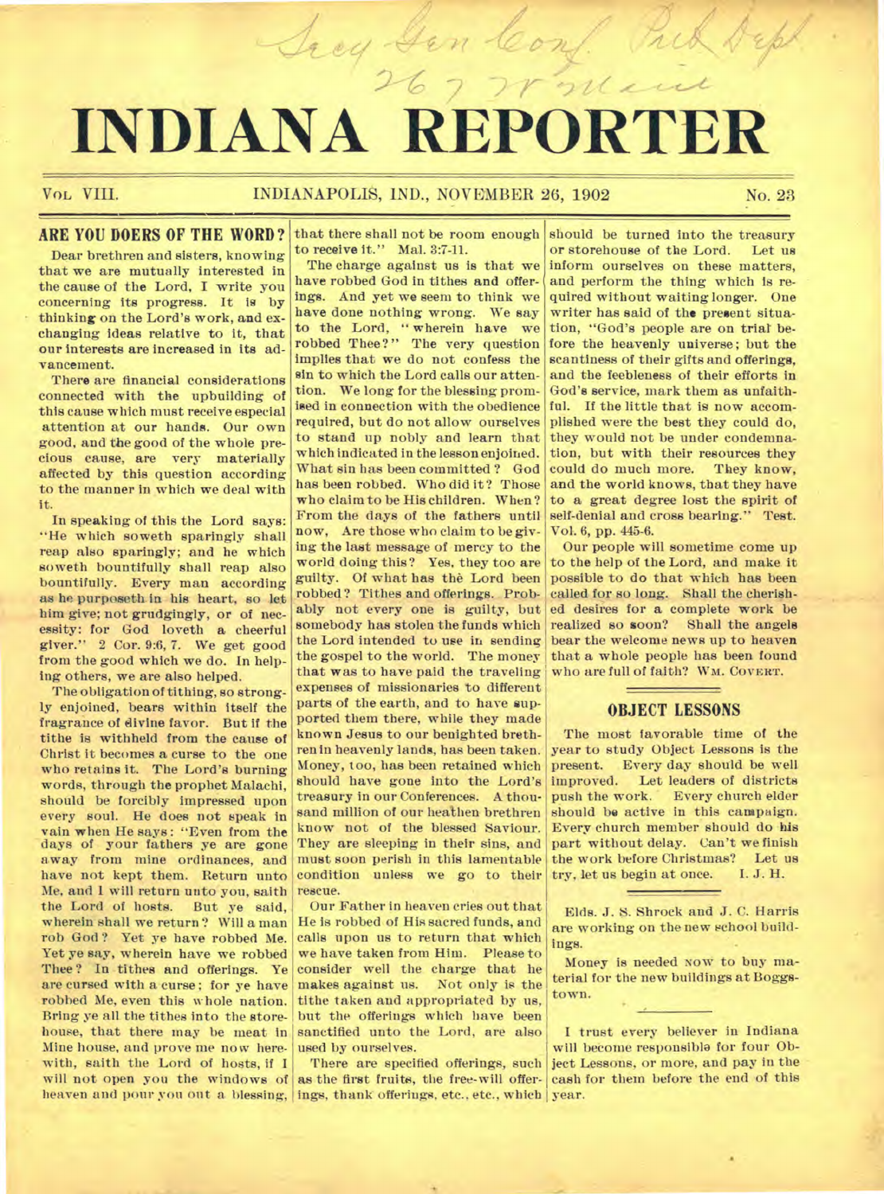# INDIANA REPORTER

VOL. VIII. INDIANAPOLIS, IND., NOVEMBER 26, 1902 No. 23

## ARE YOU DOERS OF THE WORD?

Dear brethren and sisters, knowing that we are mutually interested in the cause of the Lord, I write you concerning its progress. It is by thinking on the Lord's work, and exchanging ideas relative to it, that our interests are increased in its advancement.

There are financial considerations connected with the upbuilding of this cause which must receive especial attention at our hands. Our own good, and the good of the whole precious cause, are very materially affected by this question according to the manner in which we deal with it.

In speaking of this the Lord says: "He which soweth sparingly shall reap also sparingly; and he which soweth bountifully shall reap also bountifully. Every man according as he purposeth in his heart, so let him give; not grudgingly, or of necessity: for God loveth a cheerful giver." 2 Cor. 9:6, 7. We get good from the good which we do. In helping others, we are also helped.

The obligation of tithing, so strongly enjoined, bears within itself the fragrance of divine favor. But if the tithe is withheld from the cause of Christ it becomes a curse to the one who retains it. The Lord's burning words, through the prophet Malachi, should be forcibly impressed upon every soul. He does not speak in vain when He says: "Even from the days of your fathers ye are gone away from mine ordinances, and have not kept them. Return unto Me, and I will return unto you, saith the Lord of hosts. But ye said, wherein shall we return? Will a man rob God? Yet ye have robbed Me. Yet ye say, wherein have we robbed Thee? In tithes and offerings. Ye are cursed with a curse; for ye have robbed Me, even this whole nation. Bring ye all the tithes into the storehouse, that there may be meat in Mine house, and prove me now herewith, saith the Lord of hosts, if I will not open you the windows of heaven and pour you out a blessing, that there shall not be room enough to receive it." Mal. 3:7-11.

The charge against us is that we have robbed God in tithes and offerings. And yet we seem to think we have done nothing wrong. We say to the Lord, "wherein have we robbed Thee?" The very question implies that we do not confess the sin to which the Lord calls our attention. We long for the blessing promised in connection with the obedience required, but do not allow ourselves to stand up nobly and learn that which indicated in the lesson enjoined. What sin has been committed? God has been robbed. Who did it? Those who claim to be His children. When? From the days of the fathers until now, Are those who claim to be giving the last message of mercy to the world doing this? Yes, they too are guilty. Of what has the Lord been robbed? Tithes and offerings. Probably not every one is guilty, but somebody has stolen the funds which the Lord intended to use in sending the gospel to the world. The money that was to have paid the traveling expenses of missionaries to different parts of the earth, and to have supported them there, while they made known Jesus to our benighted brethren in heavenly lands, has been taken. Money, too, has been retained which should have gone into the Lord's treasury in our Conferences. A thousand million of our heathen brethren know not of the blessed Saviour. They are sleeping in their sins, and must soon perish in this lamentable condition unless we go to their rescue.

Our Father in heaven cries out that He is robbed of His sacred funds, and calls upon us to return that which we have taken from Him. Please to consider well the charge that he makes against us. Not only is the tithe taken and appropriated by us, but the offerings which have been sanctified unto the Lord, are also used by ourselves.

There are specified offerings, such as the first fruits, the free-will offerings, thank offerings, etc., etc., which should be turned into the treasury or storehouse of the Lord. Let us inform ourselves on these matters, and perform the thing which is required without waiting longer. One writer has said of the present situation, "God's people are on trial before the heavenly universe; but the scantiness of their gifts and offerings, and the feebleness of their efforts in God's service, mark them as unfaithful. If the little that is now accomplished were the best they could do, they would not be under condemnation, but with their resources they could do much more. They know, and the world knows, that they have to a great degree lost the spirit of self-denial and cross bearing." Test. Vol. 6, pp. 445-6.

Our people will sometime come up to the help of the Lord, and make it possible to do that which has been called for so long. Shall the cherished desires for a complete work be realized so soon? Shall the angels bear the welcome news up to heaven that a whole people has been found who are full of faith? WM. COVERT.

## OBJECT LESSONS

The most favorable time of the year to study Object Lessons is the present. Every day should be well improved. Let leaders of districts push the work. Every church elder should be active in this campaign. Every church member should do his part without delay. Can't we finish the work before Christmas? Let us try, let us begin at once. I. J. H.

---

Elds. J. S. Shrock and J. C. Harris are working on the new school buildings.

Money is needed NOW to buy material for the new buildings at Boggstown.

---

I trust every believer in Indiana will become responsible for four Object Lessons, or more, and pay in the cash for them before the end of this year.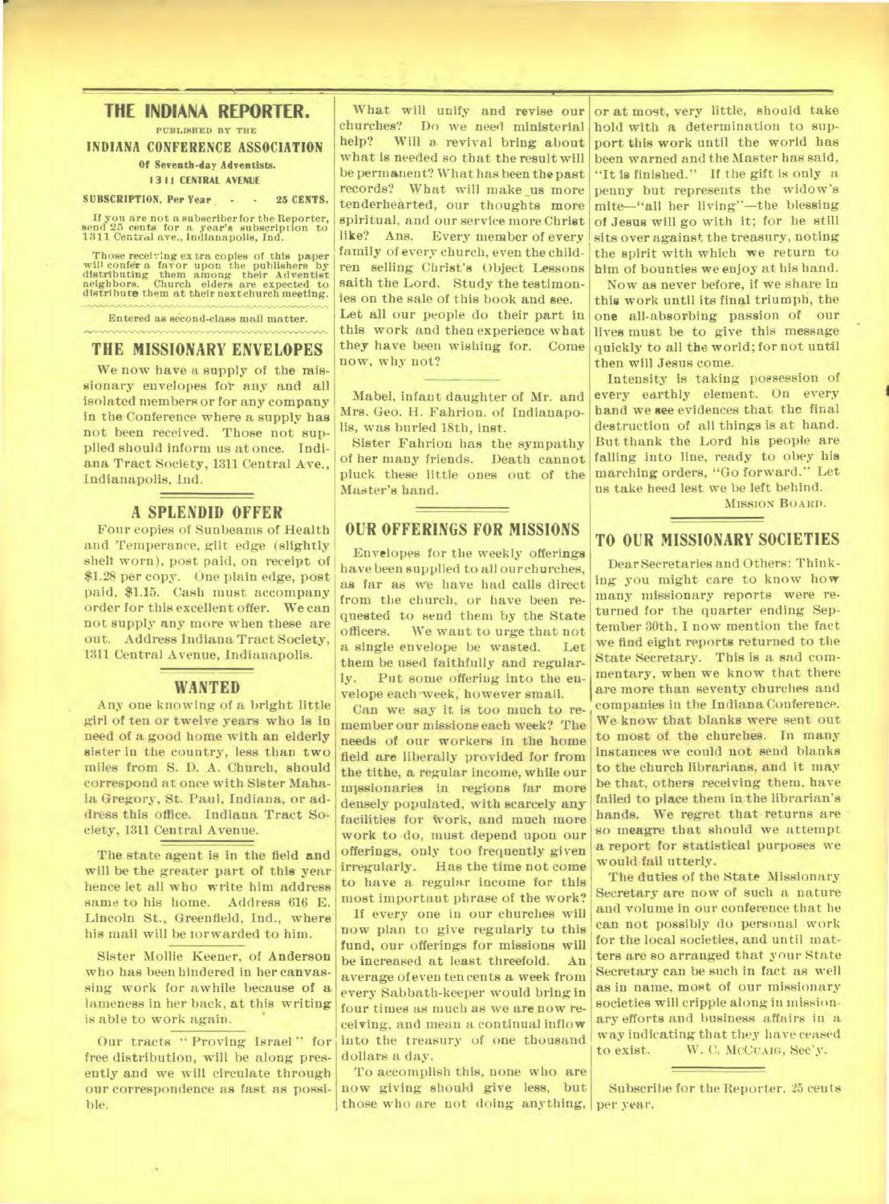# THE INDIANA REPORTER.

PUBLISHED BY THE

**INDIANA CONFERENCE ASSOCIATION**

**Of Seventh-day Adventists.**

**1311 CENTRAL AVENUE**

**SUBSCRIPTION, Per Year - - 25 CENTS.**

If you are not a subscriber for the Reporter, send 25 cents for a year's subscription to 1311 Central ave., Indianapolis, Ind.

Those receiving extra copies of this paper will confer a favor upon the publishers by distributing them among their Adventist neighbors. Church elders are expected to distribute them at their next church meeting.

Entered as second-class mail matter.

## THE MISSIONARY ENVELOPES

We now have a supply of the missionary envelopes for any and all isolated members or for any company in the Conference where a supply has not been received. Those not supplied should inform us at once. Indiana Tract Society, 1311 Central Ave., Indianapolis, Ind.

## A SPLENDID OFFER

Four copies of Sunbeams of Health and Temperance, gilt edge (slightly shelf worn), post paid, on receipt of $1.28 per copy. One plain edge, post paid, $1.15. Cash must accompany order for this excellent offer. We can not supply any more when these are out. Address Indiana Tract Society, 1311 Central Avenue, Indianapolis.

## WANTED

Any one knowing of a bright little girl of ten or twelve years who is in need of a good home with an elderly sister in the country, less than two miles from S. D. A. Church, should correspond at once with Sister Mahala Gregory, St. Paul, Indiana, or address this office. Indiana Tract Society, 1311 Central Avenue.

The state agent is in the field and will be the greater part of this year hence let all who write him address same to his home. Address 616 E. Lincoln St., Greenfield, Ind., where his mail will be forwarded to him.

Sister Mollie Keener, of Anderson who has been hindered in her canvassing work for awhile because of a lameness in her back, at this writing is able to work again.

Our tracts "Proving Israel" for free distribution, will be along presently and we will circulate through our correspondence as fast as possible.

What will unify and revise our churches? Do we need ministerial help? Will a revival bring about what is needed so that the result will be permanent? What has been the past records? What will make us more tenderhearted, our thoughts more spiritual, and our service more Christ like? Ans. Every member of every family of every church, even the children selling Christ's Object Lessons saith the Lord. Study the testimonies on the sale of this book and see. Let all our people do their part in this work and then experience what they have been wishing for. Come now, why not?

Mabel, infant daughter of Mr. and Mrs. Geo. H. Fahrion. of Indianapolis, was buried 18th, inst.

Sister Fahrion has the sympathy of her many friends. Death cannot pluck these little ones out of the Master's hand.

## OUR OFFERINGS FOR MISSIONS

Envelopes for the weekly offerings have been supplied to all our churches, as far as we have had calls direct from the church, or have been requested to send them by the State officers. We want to urge that not a single envelope be wasted. Let them be used faithfully and regularly. Put some offering into the envelope each week, however small.

Can we say it is too much to remember our missions each week? The needs of our workers in the home field are liberally provided for from the tithe, a regular income, while our missionaries in regions far more densely populated, with scarcely any facilities for work, and much more work to do, must depend upon our offerings, only too frequently given irregularly. Has the time not come to have a regular income for this most important phrase of the work?

If every one in our churches will now plan to give regularly to this fund, our offerings for missions will be increased at least threefold. An average of even ten cents a week from every Sabbath-keeper would bring in four times as much as we are now receiving, and mean a continual inflow into the treasury of one thousand dollars a day.

To accomplish this, none who are now giving should give less, but those who are not doing anything, or at most, very little, should take hold with a determination to support this work until the world has been warned and the Master has said, "It is finished." If the gift is only a penny but represents the widow's mite—"all her living"—the blessing of Jesus will go with it; for he still sits over against the treasury, noting the spirit with which we return to him of bounties we enjoy at his hand.

Now as never before, if we share in this work until its final triumph, the one all-absorbing passion of our lives must be to give this message quickly to all the world; for not until then will Jesus come.

Intensity is taking possession of every earthly element. On every hand we see evidences that the final destruction of all things is at hand. But thank the Lord his people are falling into line, ready to obey his marching orders, "Go forward." Let us take heed lest we be left behind.

MISSION BOARD.

## TO OUR MISSIONARY SOCIETIES

Dear Secretaries and Others: Thinking you might care to know how many missionary reports were returned for the quarter ending September 30th, I now mention the fact we find eight reports returned to the State Secretary. This is a sad commentary, when we know that there are more than seventy churches and companies in the Indiana Conference. We know that blanks were sent out to most of the churches. In many instances we could not send blanks to the church librarians, and it may be that, others receiving them, have failed to place them in the librarian's hands. We regret that returns are so meagre that should we attempt a report for statistical purposes we would fail utterly.

The duties of the State Missionary Secretary are now of such a nature and volume in our conference that he can not possibly do personal work for the local societies, and until matters are so arranged that your State Secretary can be such in fact as well as in name, most of our missionary societies will cripple along in missionary efforts and business affairs in a way indicating that they have ceased to exist.

W. C. McCUAIG, Sec'y.

Subscribe for the Reporter. 25 cents per year.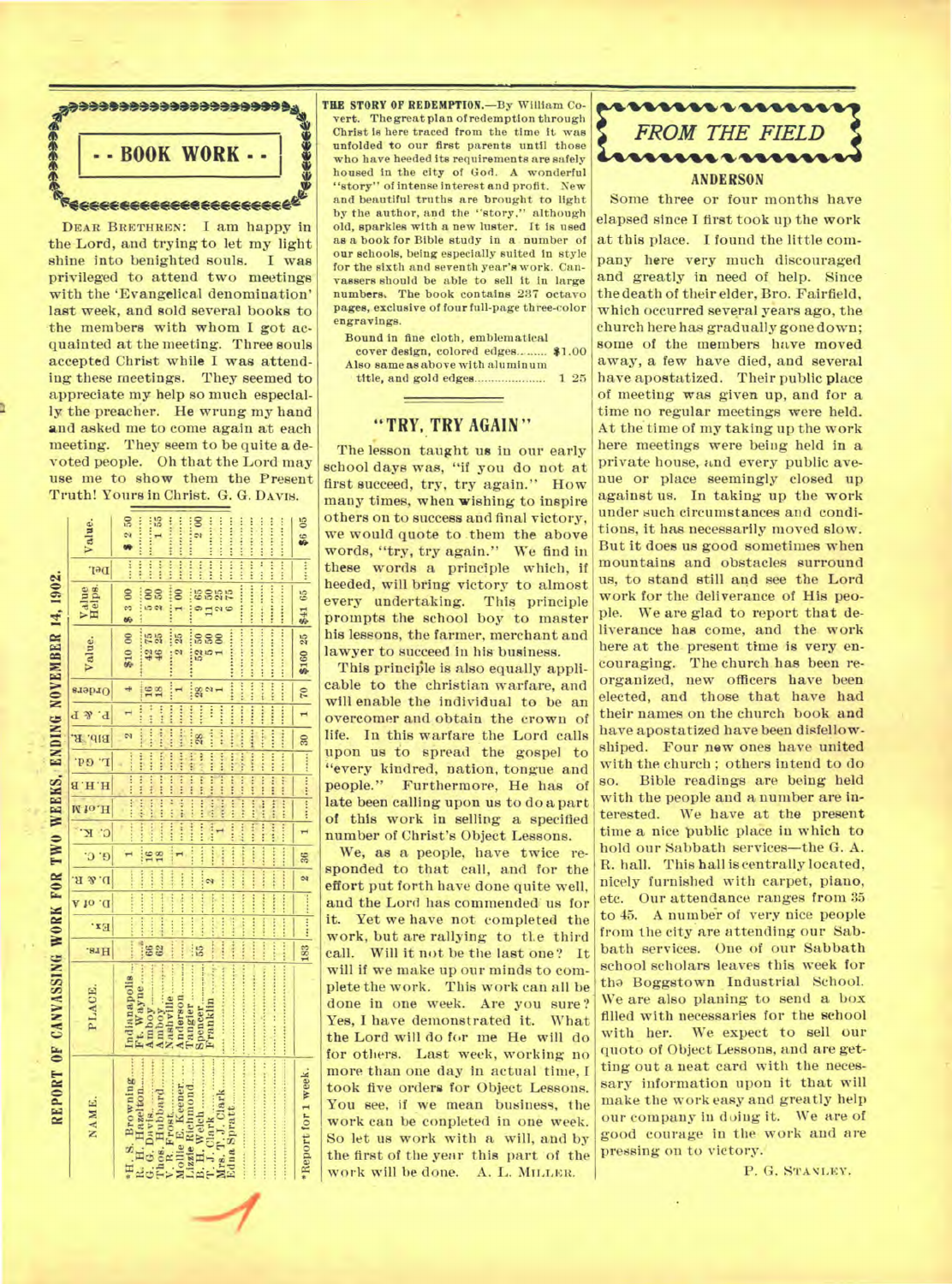## - - BOOK WORK - -

DEAR BRETHREN: I am happy in the Lord, and trying to let my light shine into benighted souls. I was privileged to attend two meetings with the 'Evangelical denomination' last week, and sold several books to the members with whom I got acquainted at the meeting. Three souls accepted Christ while I was attending these meetings. They seemed to appreciate my help so much especially the preacher. He wrung my hand and asked me to come again at each meeting. They seem to be quite a devoted people. Oh that the Lord may use me to show them the Present Truth! Yours in Christ. G. G. DAVIS.

### REPORT OF CANVASSING WORK FOR TWO WEEKS, ENDING NOVEMBER 14, 1902.

| NAME. | PLACE. | Hrs. | Ex. | D. of A | D. & R. | C. O. L. | C. K. | H. of N | H. H. | L. Ed. | Bib. R. | P. & P. | Orders | Value. | Value Helps. | Del. | Value. |
|---|---|---|---|---|---|---|---|---|---|---|---|---|---|---|---|---|---|
| *H. S. Browning | Indianapolis | | | | | 1 | | | | | 2 | 1 | 4 | $10 00 | $3 00 | | $2 50 |
| R. H. Hazelton | Ft. Wayne | | | | | | | | | | | | | | | | |
| G. G. Davis | Amboy | 66 | | | | 16 | | | | | | | 16 | 42 75 | 5 00 | | 1 55 |
| Thos. Hubbard | Amboy | 62 | | | | 18 | | | | | | | 18 | 46 25 | 2 50 | | |
| V. R. Frost | Nashville | | | | | 1 | | | | | | | 1 | 2 25 | 1 00 | | |
| Mollie E. Keener | Anderson | | | | | | | | | | | | | | | | |
| Lizzie Richmond | Tangier | 55 | | | 2 | | | | | | 28 | | 28 | 52 50 | 9 65 | | 2 00 |
| B. H. Welch | Spencer | | | | | | 1 | | | | | | 2 | 5 00 | 11 50 | | |
| T. J. Clark | Franklin | | | | | | | | | | | | 1 | 1 00 | 2 25 | | |
| Mrs. T. J. Clark | | | | | | | | | | | | | | | 6 75 | | |
| Edna Spratt | | | | | | | | | | | | | | | | | |
| *Report for 1 week. | | 183 | .... | | 2 | 36 | 1 | .... | .... | .... | 30 | 1 | 70 | $160 25 | $41 65 | .... | $6 05 |

**THE STORY OF REDEMPTION.**—By William Covert. The great plan of redemption through Christ is here traced from the time it was unfolded to our first parents until those who have heeded its requirements are safely housed in the city of God. A wonderful "story" of intense interest and profit. New and beautiful truths are brought to light by the author, and the "story," although old, sparkles with a new luster. It is used as a book for Bible study in a number of our schools, being especially suited in style for the sixth and seventh year's work. Canvassers should be able to sell it in large numbers. The book contains 237 octavo pages, exclusive of four full-page three-color engravings.

Bound in fine cloth, emblematical cover design, colored edges........ $1.00
Also same as above with aluminum title, and gold edges.................... 1 25

## "TRY, TRY AGAIN"

The lesson taught us in our early school days was, "if you do not at first succeed, try, try again." How many times, when wishing to inspire others on to success and final victory, we would quote to them the above words, "try, try again." We find in these words a principle which, if heeded, will bring victory to almost every undertaking. This principle prompts the school boy to master his lessons, the farmer, merchant and lawyer to succeed in his business.

This principle is also equally applicable to the christian warfare, and will enable the individual to be an overcomer and obtain the crown of life. In this warfare the Lord calls upon us to spread the gospel to "every kindred, nation, tongue and people." Furthermore, He has of late been calling upon us to do a part of this work in selling a specified number of Christ's Object Lessons.

We, as a people, have twice responded to that call, and for the effort put forth have done quite well, and the Lord has commended us for it. Yet we have not completed the work, but are rallying to the third call. Will it not be the last one? It will if we make up our minds to complete the work. This work can all be done in one week. Are you sure? Yes, I have demonstrated it. What the Lord will do for me He will do for others. Last week, working no more than one day in actual time, I took five orders for Object Lessons. You see, if we mean business, the work can be completed in one week. So let us work with a will, and by the first of the year this part of the work will be done. A. L. MILLER.

## FROM THE FIELD

### ANDERSON

Some three or four months have elapsed since I first took up the work at this place. I found the little company here very much discouraged and greatly in need of help. Since the death of their elder, Bro. Fairfield, which occurred several years ago, the church here has gradually gone down; some of the members have moved away, a few have died, and several have apostatized. Their public place of meeting was given up, and for a time no regular meetings were held. At the time of my taking up the work here meetings were being held in a private house, and every public avenue or place seemingly closed up against us. In taking up the work under such circumstances and conditions, it has necessarily moved slow. But it does us good sometimes when mountains and obstacles surround us, to stand still and see the Lord work for the deliverance of His people. We are glad to report that deliverance has come, and the work here at the present time is very encouraging. The church has been reorganized, new officers have been elected, and those that have had their names on the church book and have apostatized have been disfellowshiped. Four new ones have united with the church; others intend to do so. Bible readings are being held with the people and a number are interested. We have at the present time a nice public place in which to hold our Sabbath services—the G. A. R. hall. This hall is centrally located, nicely furnished with carpet, piano, etc. Our attendance ranges from 35 to 45. A number of very nice people from the city are attending our Sabbath services. One of our Sabbath school scholars leaves this week for the Boggstown Industrial School. We are also planing to send a box filled with necessaries for the school with her. We expect to sell our quoto of Object Lessons, and are getting out a neat card with the necessary information upon it that will make the work easy and greatly help our company in doing it. We are of good courage in the work and are pressing on to victory.

P. G. STANLEY.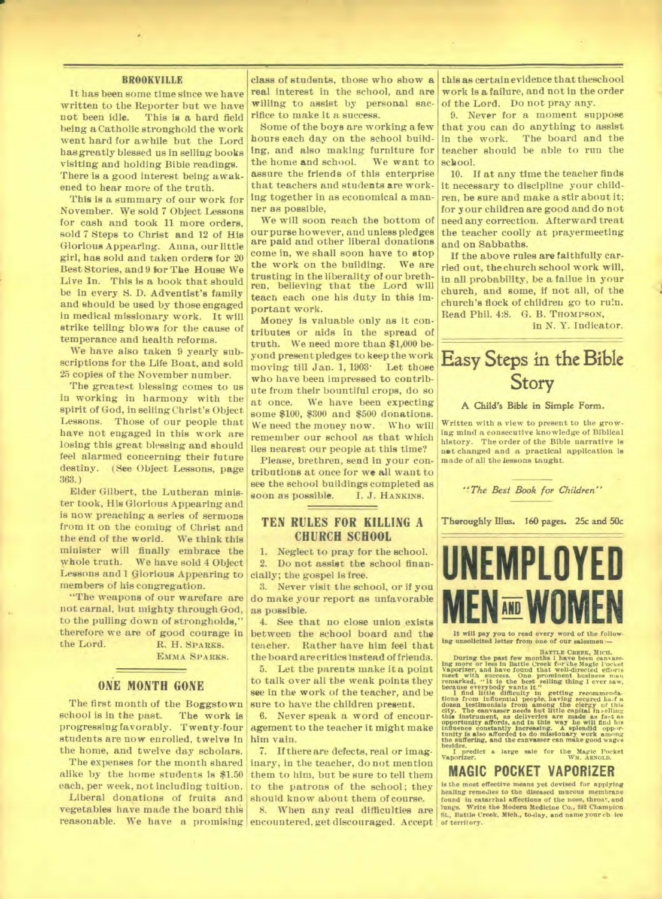## BROOKVILLE

It has been some time since we have written to the Reporter but we have not been idle. This is a hard field being a Catholic stronghold the work went hard for awhile but the Lord has greatly blessed us in selling books visiting and holding Bible readings. There is a good interest being awakened to hear more of the truth.

This is a summary of our work for November. We sold 7 Object Lessons for cash and took 11 more orders, sold 7 Steps to Christ and 12 of His Glorious Appearing. Anna, our little girl, has sold and taken orders for 20 Best Stories, and 9 for The House We Live In. This is a book that should be in every S. D. Adventist's family and should be used by those engaged in medical missionary work. It will strike telling blows for the cause of temperance and health reforms.

We have also taken 9 yearly subscriptions for the Life Boat, and sold 25 copies of the November number.

The greatest blessing comes to us in working in harmony with the spirit of God, in selling Christ's Object Lessons. Those of our people that have not engaged in this work are losing this great blessing and should feel alarmed concerning their future destiny. (See Object Lessons, page 363.)

Elder Gilbert, the Lutheran minister took, His Glorious Appearing and is now preaching a series of sermons from it on the coming of Christ and the end of the world. We think this minister will finally embrace the whole truth. We have sold 4 Object Lessons and 1 Glorious Appearing to members of his congregation.

"The weapons of our warefare are not carnal, but mighty through God, to the pulling down of strongholds," therefore we are of good courage in the Lord.

R. H. SPARKS.
EMMA SPARKS.

## ONE MONTH GONE

The first month of the Boggstown school is in the past. The work is progressing favorably. Twenty-four students are now enrolled, twelve in the home, and twelve day scholars.

The expenses for the month shared alike by the home students is $1.50 each, per week, not including tuition.

Liberal donations of fruits and vegetables have made the board this reasonable. We have a promising class of students, those who show a real interest in the school, and are willing to assist by personal sacrifice to make it a success.

Some of the boys are working a few hours each day on the school building, and also making furniture for the home and school. We want to assure the friends of this enterprise that teachers and students are working together in as economical a manner as possible,

We will soon reach the bottom of our purse however, and unless pledges are paid and other liberal donations come in, we shall soon have to stop the work on the building. We are trusting in the liberality of our brethren, believing that the Lord will teach each one his duty in this important work.

Money is valuable only as it contributes or aids in the spread of truth. We need more than $1,000 beyond present pledges to keep the work moving till Jan. 1, 1903. Let those who have been impressed to contribute from their bountiful crops, do so at once. We have been expecting some $100, $300 and $500 donations. We need the money now. Who will remember our school as that which lies nearest our people at this time?

Please, brethren, send in your contributions at once for we all want to see the school buildings completed as soon as possible.

I. J. HANKINS.

## TEN RULES FOR KILLING A CHURCH SCHOOL

1. Neglect to pray for the school.
2. Do not assist the school financially; the gospel is free.
3. Never visit the school, or if you do make your report as unfavorable as possible.
4. See that no close union exists between the school board and the teacher. Rather have him feel that the board are critics instead of friends.
5. Let the parents make it a point to talk over all the weak points they see in the work of the teacher, and be sure to have the children present.
6. Never speak a word of encouragement to the teacher it might make him vain.
7. If there are defects, real or imaginary, in the teacher, do not mention them to him, but be sure to tell them to the patrons of the school; they should know about them of course.
8. When any real difficulties are encountered, get discouraged. Accept this as certain evidence that the school work is a failure, and not in the order of the Lord. Do not pray any.
9. Never for a moment suppose that you can do anything to assist in the work. The board and the teacher should be able to run the school.
10. If at any time the teacher finds it necessary to discipline your children, be sure and make a stir about it; for your children are good and do not need any correction. Afterward treat the teacher coolly at prayermeeting and on Sabbaths.

If the above rules are faithfully carried out, the church school work will, in all probability, be a failue in your church, and some, if not all, of the church's flock of children go to ruin. Read Phil. 4:8.

G. B. THOMPSON,
in N. Y. Indicator.

# Easy Steps in the Bible Story

**A Child's Bible in Simple Form.**

Written with a view to present to the growing mind a consecutive knowledge of Biblical history. The order of the Bible narrative is not changed and a practical application is made of all the lessons taught.

*"The Best Book for Children"*

**Thoroughly Illus. 160 pages. 25c and 50c**

# UNEMPLOYED MEN AND WOMEN

It will pay you to read every word of the following unsolicited letter from one of our salesmen:—

BATTLE CREEK, MICH.

During the past few months I have been canvassing more or less in Battle Creek for the Magic Pocket Vaporizer, and have found that well-directed efforts meet with success. One prominent business man remarked, "It is the best selling thing I ever saw, because everybody wants it."

I find little difficulty in getting recommendations from influential people, having secured half a dozen testimonials from among the clergy of this city. The canvasser needs but little capital in selling this instrument, as deliveries are made as fast as opportunity affords, and in this way he will find his influence constantly increasing. A splendid opportunity is also afforded to do missionary work among the suffering, and the canvasser can make good wages besides.

I predict a large sale for the Magic Pocket Vaporizer.

WM. ARNOLD.

## MAGIC POCKET VAPORIZER

is the most effective means yet devised for applying healing remedies to the diseased mucous membrane found in catarrhal affections of the nose, throat, and lungs. Write the Modern Medicine Co., 242 Champion St., Battle Creek, Mich., to-day, and name your choice of territory.